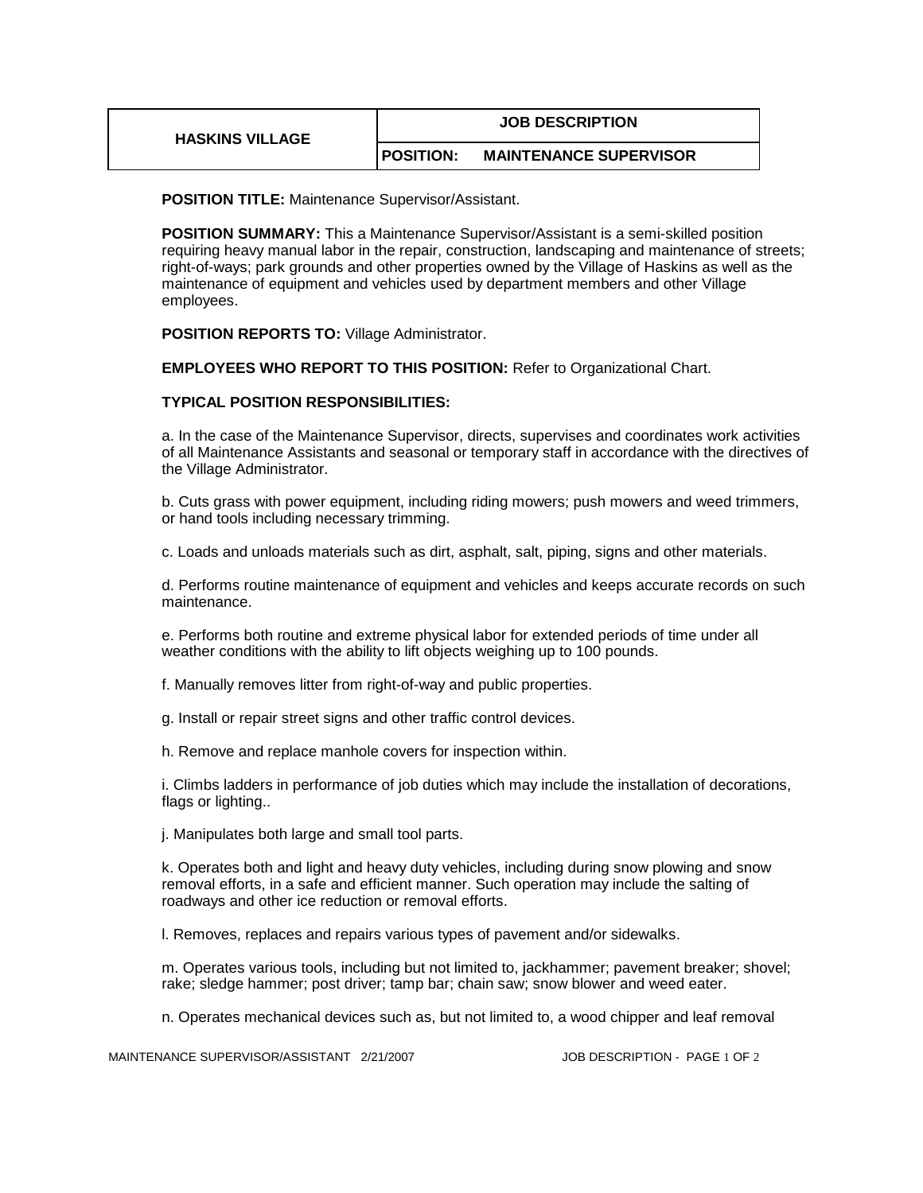| HASKINS VILLAGE | JOB DESCRIPTION |
|---|---|
| | **POSITION: MAINTENANCE SUPERVISOR** |

**POSITION TITLE:** Maintenance Supervisor/Assistant.

**POSITION SUMMARY:** This a Maintenance Supervisor/Assistant is a semi-skilled position requiring heavy manual labor in the repair, construction, landscaping and maintenance of streets; right-of-ways; park grounds and other properties owned by the Village of Haskins as well as the maintenance of equipment and vehicles used by department members and other Village employees.

**POSITION REPORTS TO:** Village Administrator.

**EMPLOYEES WHO REPORT TO THIS POSITION:** Refer to Organizational Chart.

**TYPICAL POSITION RESPONSIBILITIES:**

a. In the case of the Maintenance Supervisor, directs, supervises and coordinates work activities of all Maintenance Assistants and seasonal or temporary staff in accordance with the directives of the Village Administrator.

b. Cuts grass with power equipment, including riding mowers; push mowers and weed trimmers, or hand tools including necessary trimming.

c. Loads and unloads materials such as dirt, asphalt, salt, piping, signs and other materials.

d. Performs routine maintenance of equipment and vehicles and keeps accurate records on such maintenance.

e. Performs both routine and extreme physical labor for extended periods of time under all weather conditions with the ability to lift objects weighing up to 100 pounds.

f. Manually removes litter from right-of-way and public properties.

g. Install or repair street signs and other traffic control devices.

h. Remove and replace manhole covers for inspection within.

i. Climbs ladders in performance of job duties which may include the installation of decorations, flags or lighting..

j. Manipulates both large and small tool parts.

k. Operates both and light and heavy duty vehicles, including during snow plowing and snow removal efforts, in a safe and efficient manner. Such operation may include the salting of roadways and other ice reduction or removal efforts.

l. Removes, replaces and repairs various types of pavement and/or sidewalks.

m. Operates various tools, including but not limited to, jackhammer; pavement breaker; shovel; rake; sledge hammer; post driver; tamp bar; chain saw; snow blower and weed eater.

n. Operates mechanical devices such as, but not limited to, a wood chipper and leaf removal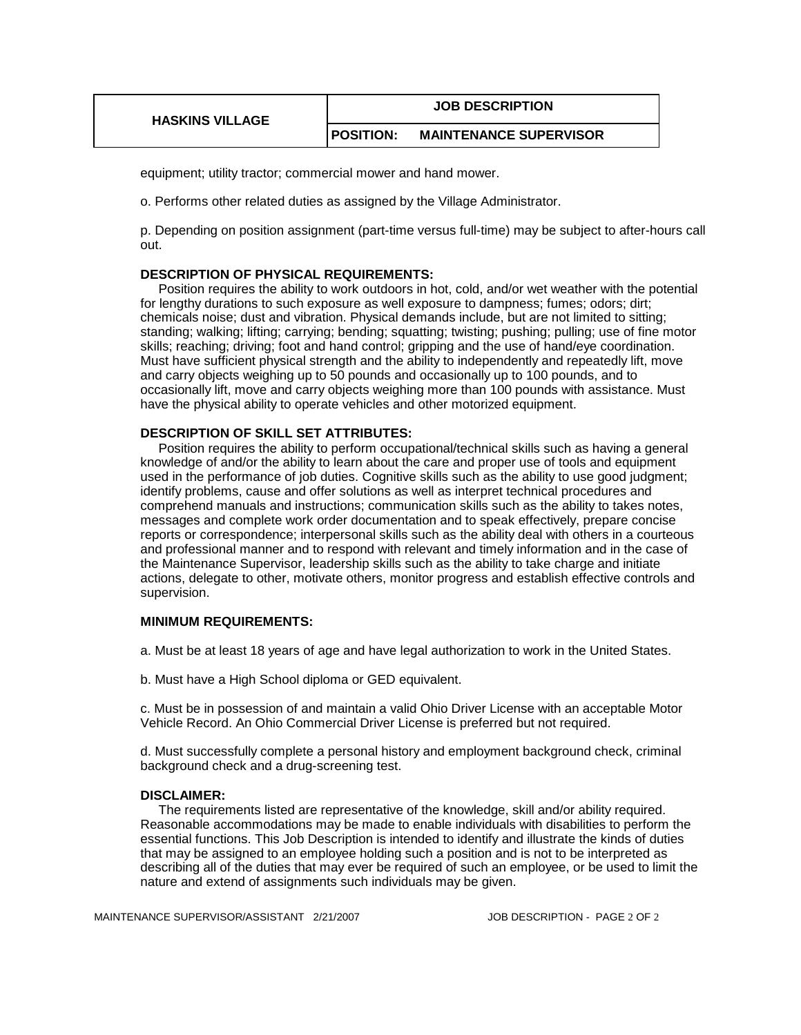equipment; utility tractor; commercial mower and hand mower.

o. Performs other related duties as assigned by the Village Administrator.

p. Depending on position assignment (part-time versus full-time) may be subject to after-hours call out.

**DESCRIPTION OF PHYSICAL REQUIREMENTS:**

Position requires the ability to work outdoors in hot, cold, and/or wet weather with the potential for lengthy durations to such exposure as well exposure to dampness; fumes; odors; dirt; chemicals noise; dust and vibration. Physical demands include, but are not limited to sitting; standing; walking; lifting; carrying; bending; squatting; twisting; pushing; pulling; use of fine motor skills; reaching; driving; foot and hand control; gripping and the use of hand/eye coordination. Must have sufficient physical strength and the ability to independently and repeatedly lift, move and carry objects weighing up to 50 pounds and occasionally up to 100 pounds, and to occasionally lift, move and carry objects weighing more than 100 pounds with assistance. Must have the physical ability to operate vehicles and other motorized equipment.

**DESCRIPTION OF SKILL SET ATTRIBUTES:**

Position requires the ability to perform occupational/technical skills such as having a general knowledge of and/or the ability to learn about the care and proper use of tools and equipment used in the performance of job duties. Cognitive skills such as the ability to use good judgment; identify problems, cause and offer solutions as well as interpret technical procedures and comprehend manuals and instructions; communication skills such as the ability to takes notes, messages and complete work order documentation and to speak effectively, prepare concise reports or correspondence; interpersonal skills such as the ability deal with others in a courteous and professional manner and to respond with relevant and timely information and in the case of the Maintenance Supervisor, leadership skills such as the ability to take charge and initiate actions, delegate to other, motivate others, monitor progress and establish effective controls and supervision.

**MINIMUM REQUIREMENTS:**

a. Must be at least 18 years of age and have legal authorization to work in the United States.

b. Must have a High School diploma or GED equivalent.

c. Must be in possession of and maintain a valid Ohio Driver License with an acceptable Motor Vehicle Record. An Ohio Commercial Driver License is preferred but not required.

d. Must successfully complete a personal history and employment background check, criminal background check and a drug-screening test.

**DISCLAIMER:**

The requirements listed are representative of the knowledge, skill and/or ability required. Reasonable accommodations may be made to enable individuals with disabilities to perform the essential functions. This Job Description is intended to identify and illustrate the kinds of duties that may be assigned to an employee holding such a position and is not to be interpreted as describing all of the duties that may ever be required of such an employee, or be used to limit the nature and extend of assignments such individuals may be given.